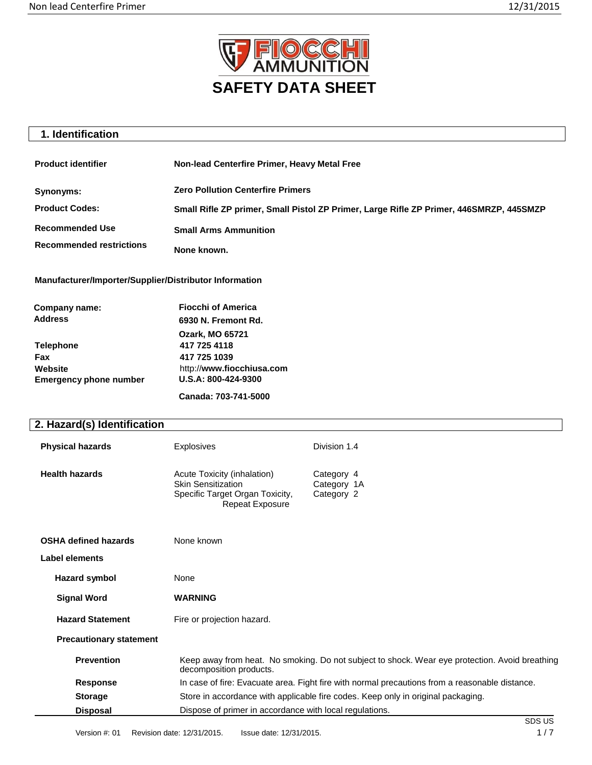# SAFETY DATA SHEET

## 1. Identification

| | |
|---|---|
| **Product identifier** | **Non-lead Centerfire Primer, Heavy Metal Free** |
| **Synonyms:** | **Zero Pollution Centerfire Primers** |
| **Product Codes:** | **Small Rifle ZP primer, Small Pistol ZP Primer, Large Rifle ZP Primer, 446SMRZP, 445SMZP** |
| **Recommended Use** | **Small Arms Ammunition** |
| **Recommended restrictions** | **None known.** |

**Manufacturer/Importer/Supplier/Distributor Information**

| | |
|---|---|
| **Company name:** | **Fiocchi of America** |
| **Address** | **6930 N. Fremont Rd.** |
| | **Ozark, MO 65721** |
| **Telephone** | **417 725 4118** |
| **Fax** | **417 725 1039** |
| **Website** | http://**www.fiocchiusa.com** |
| **Emergency phone number** | **U.S.A: 800-424-9300** |
| | **Canada: 703-741-5000** |

## 2. Hazard(s) Identification

| | | |
|---|---|---|
| **Physical hazards** | Explosives | Division 1.4 |
| **Health hazards** | Acute Toxicity (inhalation) | Category 4 |
| | Skin Sensitization | Category 1A |
| | Specific Target Organ Toxicity, Repeat Exposure | Category 2 |
| **OSHA defined hazards** | None known | |

**Label elements**

**Hazard symbol** None

**Signal Word** **WARNING**

**Hazard Statement** Fire or projection hazard.

**Precautionary statement**

**Prevention** Keep away from heat. No smoking. Do not subject to shock. Wear eye protection. Avoid breathing decomposition products.

**Response** In case of fire: Evacuate area. Fight fire with normal precautions from a reasonable distance.

**Storage** Store in accordance with applicable fire codes. Keep only in original packaging.

**Disposal** Dispose of primer in accordance with local regulations.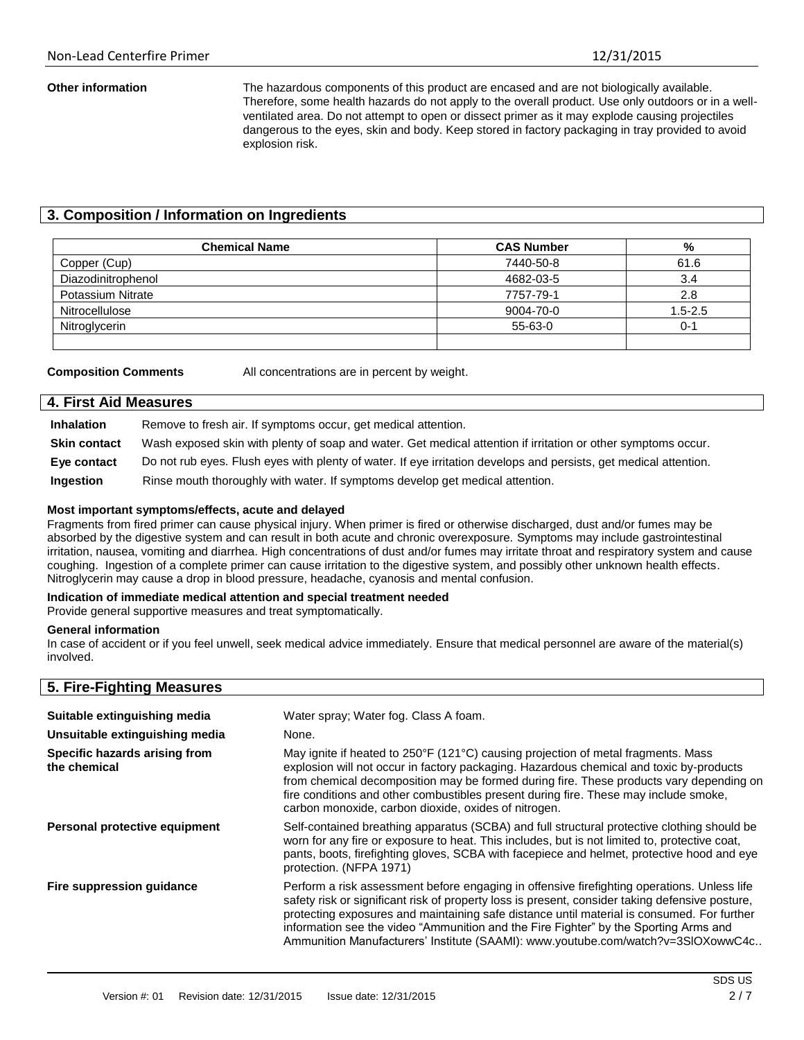**Other information** The hazardous components of this product are encased and are not biologically available. Therefore, some health hazards do not apply to the overall product. Use only outdoors or in a well-ventilated area. Do not attempt to open or dissect primer as it may explode causing projectiles dangerous to the eyes, skin and body. Keep stored in factory packaging in tray provided to avoid explosion risk.

## 3. Composition / Information on Ingredients

| Chemical Name | CAS Number | % |
|---|---|---|
| Copper (Cup) | 7440-50-8 | 61.6 |
| Diazodinitrophenol | 4682-03-5 | 3.4 |
| Potassium Nitrate | 7757-79-1 | 2.8 |
| Nitrocellulose | 9004-70-0 | 1.5-2.5 |
| Nitroglycerin | 55-63-0 | 0-1 |
| | | |

**Composition Comments** All concentrations are in percent by weight.

## 4. First Aid Measures

**Inhalation** Remove to fresh air. If symptoms occur, get medical attention.

**Skin contact** Wash exposed skin with plenty of soap and water. Get medical attention if irritation or other symptoms occur.

**Eye contact** Do not rub eyes. Flush eyes with plenty of water. If eye irritation develops and persists, get medical attention.

**Ingestion** Rinse mouth thoroughly with water. If symptoms develop get medical attention.

**Most important symptoms/effects, acute and delayed**

Fragments from fired primer can cause physical injury. When primer is fired or otherwise discharged, dust and/or fumes may be absorbed by the digestive system and can result in both acute and chronic overexposure. Symptoms may include gastrointestinal irritation, nausea, vomiting and diarrhea. High concentrations of dust and/or fumes may irritate throat and respiratory system and cause coughing. Ingestion of a complete primer can cause irritation to the digestive system, and possibly other unknown health effects. Nitroglycerin may cause a drop in blood pressure, headache, cyanosis and mental confusion.

**Indication of immediate medical attention and special treatment needed**

Provide general supportive measures and treat symptomatically.

**General information**

In case of accident or if you feel unwell, seek medical advice immediately. Ensure that medical personnel are aware of the material(s) involved.

## 5. Fire-Fighting Measures

**Suitable extinguishing media** Water spray; Water fog. Class A foam.

**Unsuitable extinguishing media** None.

**Specific hazards arising from the chemical** May ignite if heated to 250°F (121°C) causing projection of metal fragments. Mass explosion will not occur in factory packaging. Hazardous chemical and toxic by-products from chemical decomposition may be formed during fire. These products vary depending on fire conditions and other combustibles present during fire. These may include smoke, carbon monoxide, carbon dioxide, oxides of nitrogen.

**Personal protective equipment** Self-contained breathing apparatus (SCBA) and full structural protective clothing should be worn for any fire or exposure to heat. This includes, but is not limited to, protective coat, pants, boots, firefighting gloves, SCBA with facepiece and helmet, protective hood and eye protection. (NFPA 1971)

**Fire suppression guidance** Perform a risk assessment before engaging in offensive firefighting operations. Unless life safety risk or significant risk of property loss is present, consider taking defensive posture, protecting exposures and maintaining safe distance until material is consumed. For further information see the video "Ammunition and the Fire Fighter" by the Sporting Arms and Ammunition Manufacturers' Institute (SAAMI): www.youtube.com/watch?v=3SlOXowwC4c..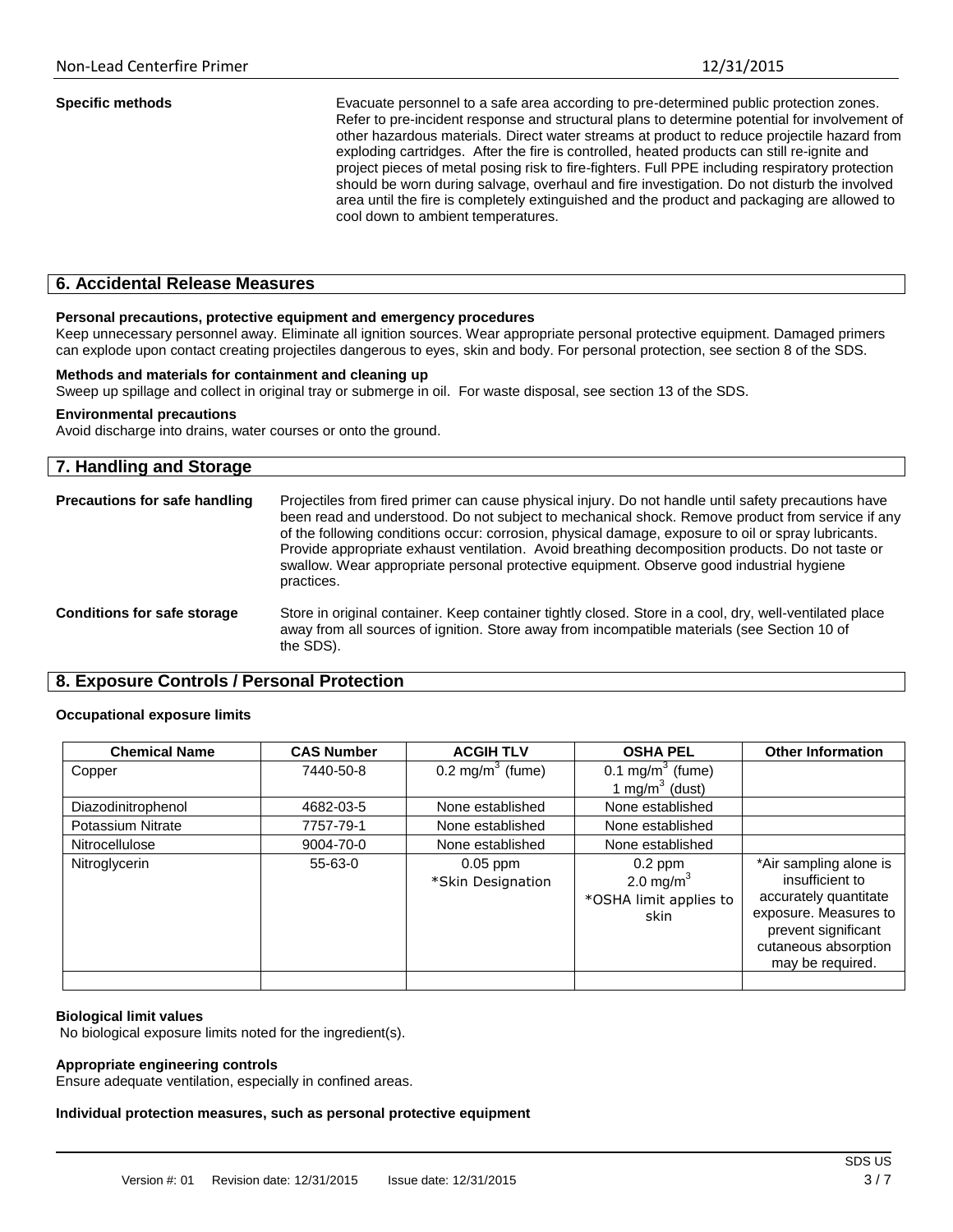**Specific methods**

Evacuate personnel to a safe area according to pre-determined public protection zones. Refer to pre-incident response and structural plans to determine potential for involvement of other hazardous materials. Direct water streams at product to reduce projectile hazard from exploding cartridges. After the fire is controlled, heated products can still re-ignite and project pieces of metal posing risk to fire-fighters. Full PPE including respiratory protection should be worn during salvage, overhaul and fire investigation. Do not disturb the involved area until the fire is completely extinguished and the product and packaging are allowed to cool down to ambient temperatures.

## 6. Accidental Release Measures

**Personal precautions, protective equipment and emergency procedures**

Keep unnecessary personnel away. Eliminate all ignition sources. Wear appropriate personal protective equipment. Damaged primers can explode upon contact creating projectiles dangerous to eyes, skin and body. For personal protection, see section 8 of the SDS.

**Methods and materials for containment and cleaning up**

Sweep up spillage and collect in original tray or submerge in oil. For waste disposal, see section 13 of the SDS.

**Environmental precautions**

Avoid discharge into drains, water courses or onto the ground.

## 7. Handling and Storage

**Precautions for safe handling**

Projectiles from fired primer can cause physical injury. Do not handle until safety precautions have been read and understood. Do not subject to mechanical shock. Remove product from service if any of the following conditions occur: corrosion, physical damage, exposure to oil or spray lubricants. Provide appropriate exhaust ventilation. Avoid breathing decomposition products. Do not taste or swallow. Wear appropriate personal protective equipment. Observe good industrial hygiene practices.

**Conditions for safe storage**

Store in original container. Keep container tightly closed. Store in a cool, dry, well-ventilated place away from all sources of ignition. Store away from incompatible materials (see Section 10 of the SDS).

## 8. Exposure Controls / Personal Protection

**Occupational exposure limits**

| Chemical Name | CAS Number | ACGIH TLV | OSHA PEL | Other Information |
|---|---|---|---|---|
| Copper | 7440-50-8 | 0.2 mg/m$^3$ (fume) | 0.1 mg/m$^3$ (fume) 1 mg/m$^3$ (dust) | |
| Diazodinitrophenol | 4682-03-5 | None established | None established | |
| Potassium Nitrate | 7757-79-1 | None established | None established | |
| Nitrocellulose | 9004-70-0 | None established | None established | |
| Nitroglycerin | 55-63-0 | 0.05 ppm *Skin Designation | 0.2 ppm 2.0 mg/m$^3$ *OSHA limit applies to skin | *Air sampling alone is insufficient to accurately quantitate exposure. Measures to prevent significant cutaneous absorption may be required. |
| | | | | |

**Biological limit values**

No biological exposure limits noted for the ingredient(s).

**Appropriate engineering controls**

Ensure adequate ventilation, especially in confined areas.

**Individual protection measures, such as personal protective equipment**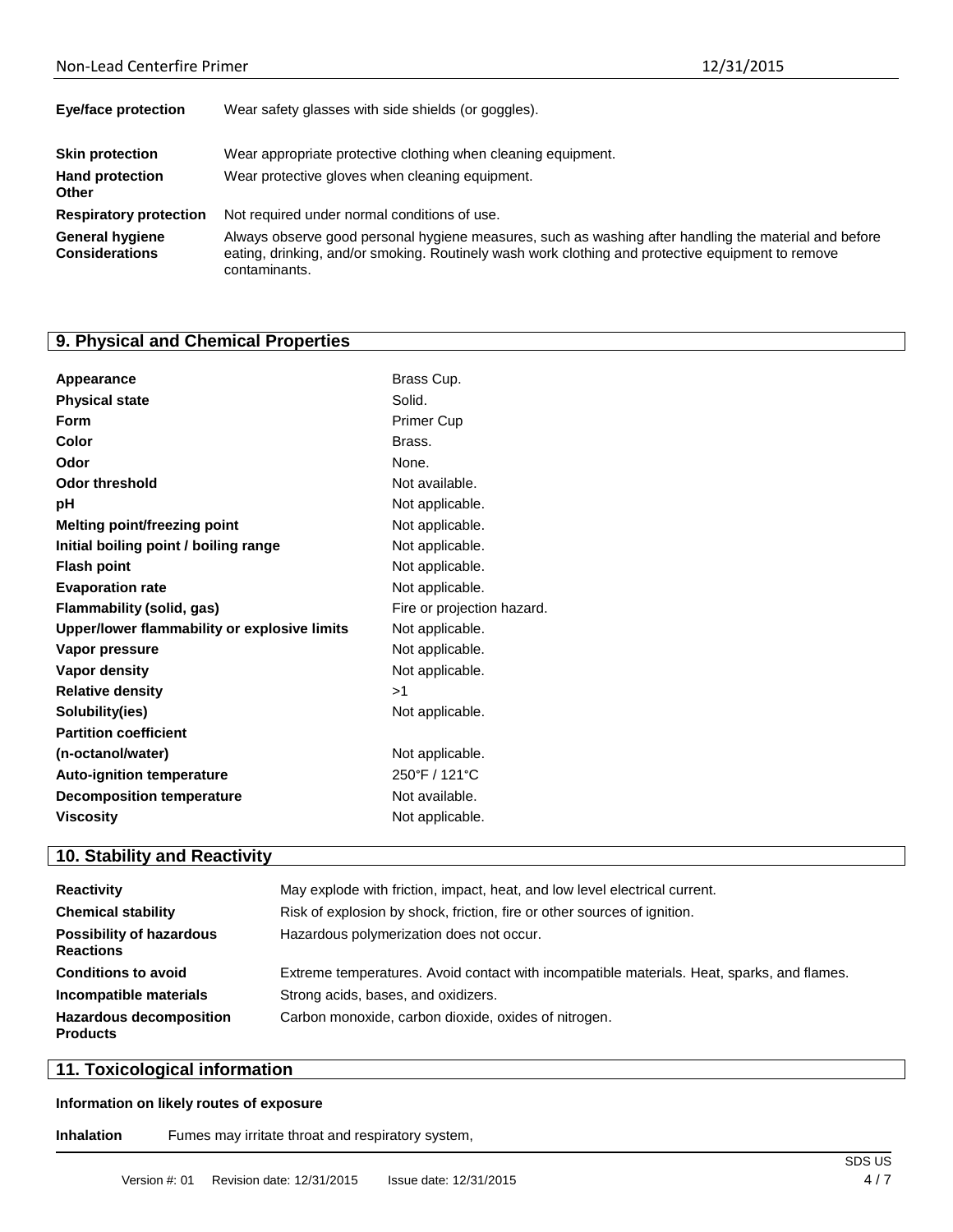| | |
|---|---|
| **Eye/face protection** | Wear safety glasses with side shields (or goggles). |
| **Skin protection** | Wear appropriate protective clothing when cleaning equipment. |
| **Hand protection** | Wear protective gloves when cleaning equipment. |
| **Other** | |
| **Respiratory protection** | Not required under normal conditions of use. |
| **General hygiene Considerations** | Always observe good personal hygiene measures, such as washing after handling the material and before eating, drinking, and/or smoking. Routinely wash work clothing and protective equipment to remove contaminants. |

## 9. Physical and Chemical Properties

| | |
|---|---|
| **Appearance** | Brass Cup. |
| **Physical state** | Solid. |
| **Form** | Primer Cup |
| **Color** | Brass. |
| **Odor** | None. |
| **Odor threshold** | Not available. |
| **pH** | Not applicable. |
| **Melting point/freezing point** | Not applicable. |
| **Initial boiling point / boiling range** | Not applicable. |
| **Flash point** | Not applicable. |
| **Evaporation rate** | Not applicable. |
| **Flammability (solid, gas)** | Fire or projection hazard. |
| **Upper/lower flammability or explosive limits** | Not applicable. |
| **Vapor pressure** | Not applicable. |
| **Vapor density** | Not applicable. |
| **Relative density** | >1 |
| **Solubility(ies)** | Not applicable. |
| **Partition coefficient (n-octanol/water)** | Not applicable. |
| **Auto-ignition temperature** | 250°F / 121°C |
| **Decomposition temperature** | Not available. |
| **Viscosity** | Not applicable. |

## 10. Stability and Reactivity

| | |
|---|---|
| **Reactivity** | May explode with friction, impact, heat, and low level electrical current. |
| **Chemical stability** | Risk of explosion by shock, friction, fire or other sources of ignition. |
| **Possibility of hazardous Reactions** | Hazardous polymerization does not occur. |
| **Conditions to avoid** | Extreme temperatures. Avoid contact with incompatible materials. Heat, sparks, and flames. |
| **Incompatible materials** | Strong acids, bases, and oxidizers. |
| **Hazardous decomposition Products** | Carbon monoxide, carbon dioxide, oxides of nitrogen. |

## 11. Toxicological information

**Information on likely routes of exposure**

**Inhalation** Fumes may irritate throat and respiratory system,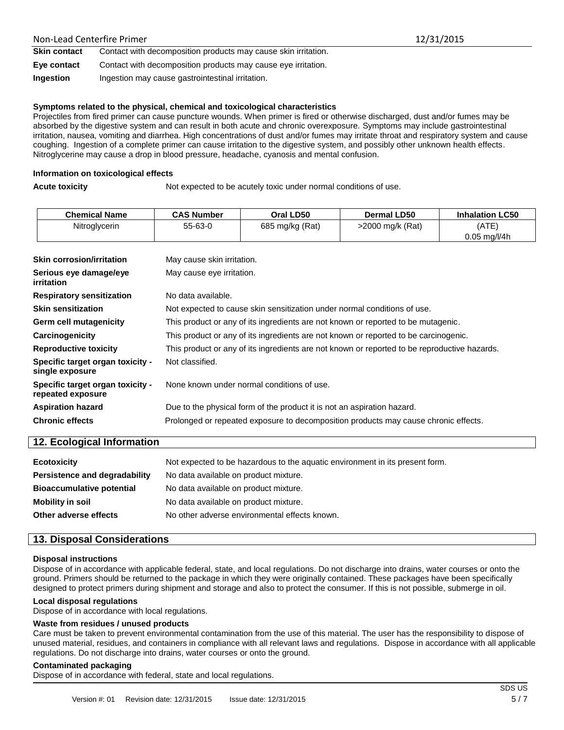| | |
|---|---|
| **Skin contact** | Contact with decomposition products may cause skin irritation. |
| **Eye contact** | Contact with decomposition products may cause eye irritation. |
| **Ingestion** | Ingestion may cause gastrointestinal irritation. |

**Symptoms related to the physical, chemical and toxicological characteristics**

Projectiles from fired primer can cause puncture wounds. When primer is fired or otherwise discharged, dust and/or fumes may be absorbed by the digestive system and can result in both acute and chronic overexposure. Symptoms may include gastrointestinal irritation, nausea, vomiting and diarrhea. High concentrations of dust and/or fumes may irritate throat and respiratory system and cause coughing. Ingestion of a complete primer can cause irritation to the digestive system, and possibly other unknown health effects. Nitroglycerine may cause a drop in blood pressure, headache, cyanosis and mental confusion.

**Information on toxicological effects**

**Acute toxicity** Not expected to be acutely toxic under normal conditions of use.

| Chemical Name | CAS Number | Oral LD50 | Dermal LD50 | Inhalation LC50 |
|---|---|---|---|---|
| Nitroglycerin | 55-63-0 | 685 mg/kg (Rat) | >2000 mg/k (Rat) | (ATE) 0.05 mg/l/4h |

| | |
|---|---|
| **Skin corrosion/irritation** | May cause skin irritation. |
| **Serious eye damage/eye irritation** | May cause eye irritation. |
| **Respiratory sensitization** | No data available. |
| **Skin sensitization** | Not expected to cause skin sensitization under normal conditions of use. |
| **Germ cell mutagenicity** | This product or any of its ingredients are not known or reported to be mutagenic. |
| **Carcinogenicity** | This product or any of its ingredients are not known or reported to be carcinogenic. |
| **Reproductive toxicity** | This product or any of its ingredients are not known or reported to be reproductive hazards. |
| **Specific target organ toxicity - single exposure** | Not classified. |
| **Specific target organ toxicity - repeated exposure** | None known under normal conditions of use. |
| **Aspiration hazard** | Due to the physical form of the product it is not an aspiration hazard. |
| **Chronic effects** | Prolonged or repeated exposure to decomposition products may cause chronic effects. |

## 12. Ecological Information

| | |
|---|---|
| **Ecotoxicity** | Not expected to be hazardous to the aquatic environment in its present form. |
| **Persistence and degradability** | No data available on product mixture. |
| **Bioaccumulative potential** | No data available on product mixture. |
| **Mobility in soil** | No data available on product mixture. |
| **Other adverse effects** | No other adverse environmental effects known. |

## 13. Disposal Considerations

**Disposal instructions**

Dispose of in accordance with applicable federal, state, and local regulations. Do not discharge into drains, water courses or onto the ground. Primers should be returned to the package in which they were originally contained. These packages have been specifically designed to protect primers during shipment and storage and also to protect the consumer. If this is not possible, submerge in oil.

**Local disposal regulations**

Dispose of in accordance with local regulations.

**Waste from residues / unused products**

Care must be taken to prevent environmental contamination from the use of this material. The user has the responsibility to dispose of unused material, residues, and containers in compliance with all relevant laws and regulations. Dispose in accordance with all applicable regulations. Do not discharge into drains, water courses or onto the ground.

**Contaminated packaging**

Dispose of in accordance with federal, state and local regulations.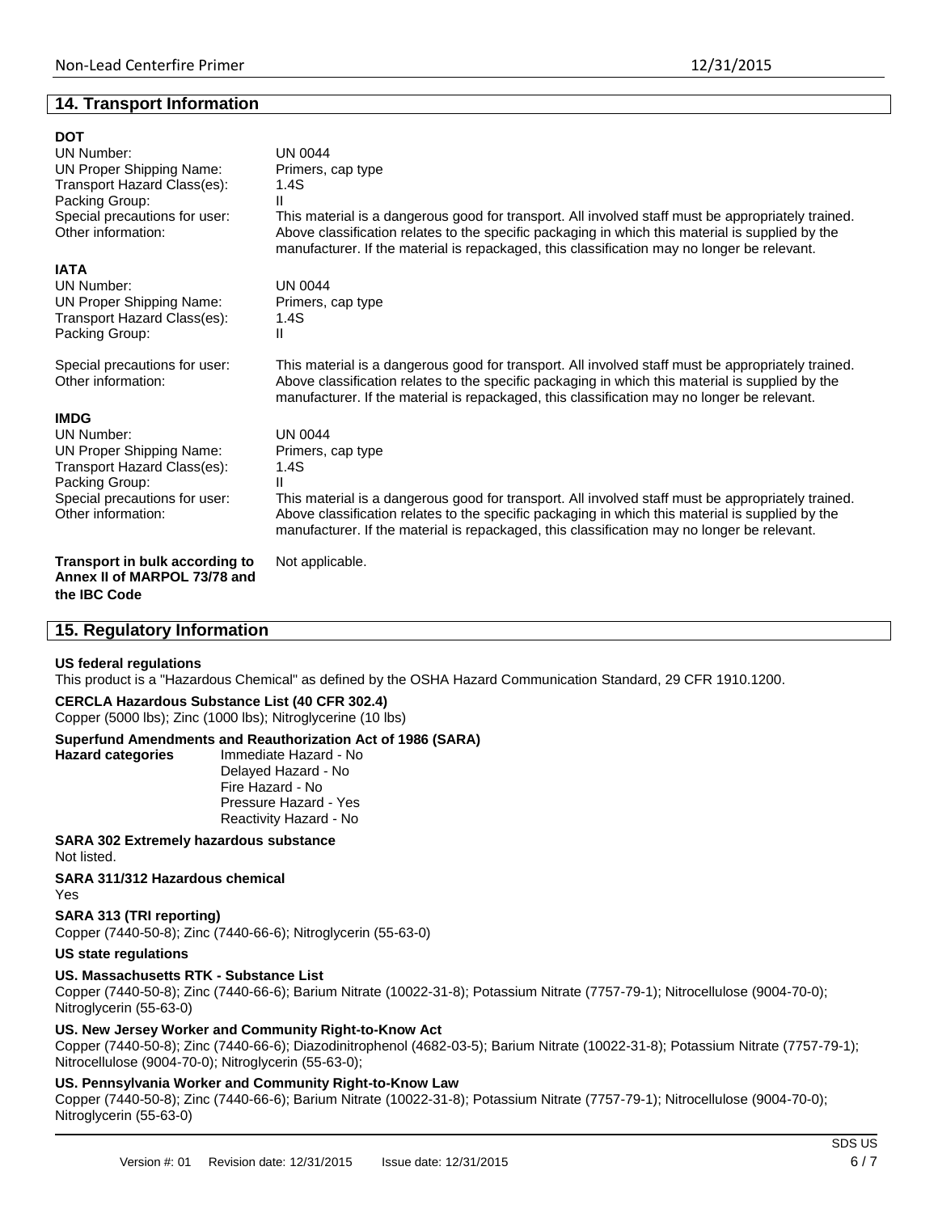## 14. Transport Information

### DOT

| | |
|---|---|
| UN Number: | UN 0044 |
| UN Proper Shipping Name: | Primers, cap type |
| Transport Hazard Class(es): | 1.4S |
| Packing Group: | II |
| Special precautions for user: | This material is a dangerous good for transport. All involved staff must be appropriately trained. |
| Other information: | Above classification relates to the specific packaging in which this material is supplied by the manufacturer. If the material is repackaged, this classification may no longer be relevant. |

### IATA

| | |
|---|---|
| UN Number: | UN 0044 |
| UN Proper Shipping Name: | Primers, cap type |
| Transport Hazard Class(es): | 1.4S |
| Packing Group: | II |
| Special precautions for user: | This material is a dangerous good for transport. All involved staff must be appropriately trained. |
| Other information: | Above classification relates to the specific packaging in which this material is supplied by the manufacturer. If the material is repackaged, this classification may no longer be relevant. |

### IMDG

| | |
|---|---|
| UN Number: | UN 0044 |
| UN Proper Shipping Name: | Primers, cap type |
| Transport Hazard Class(es): | 1.4S |
| Packing Group: | II |
| Special precautions for user: | This material is a dangerous good for transport. All involved staff must be appropriately trained. |
| Other information: | Above classification relates to the specific packaging in which this material is supplied by the manufacturer. If the material is repackaged, this classification may no longer be relevant. |

**Transport in bulk according to Annex II of MARPOL 73/78 and the IBC Code** Not applicable.

## 15. Regulatory Information

**US federal regulations**

This product is a "Hazardous Chemical" as defined by the OSHA Hazard Communication Standard, 29 CFR 1910.1200.

**CERCLA Hazardous Substance List (40 CFR 302.4)**

Copper (5000 lbs); Zinc (1000 lbs); Nitroglycerine (10 lbs)

**Superfund Amendments and Reauthorization Act of 1986 (SARA)**

**Hazard categories**

- Immediate Hazard - No
- Delayed Hazard - No
- Fire Hazard - No
- Pressure Hazard - Yes
- Reactivity Hazard - No

**SARA 302 Extremely hazardous substance**

Not listed.

**SARA 311/312 Hazardous chemical**

Yes

**SARA 313 (TRI reporting)**

Copper (7440-50-8); Zinc (7440-66-6); Nitroglycerin (55-63-0)

**US state regulations**

**US. Massachusetts RTK - Substance List**

Copper (7440-50-8); Zinc (7440-66-6); Barium Nitrate (10022-31-8); Potassium Nitrate (7757-79-1); Nitrocellulose (9004-70-0); Nitroglycerin (55-63-0)

**US. New Jersey Worker and Community Right-to-Know Act**

Copper (7440-50-8); Zinc (7440-66-6); Diazodinitrophenol (4682-03-5); Barium Nitrate (10022-31-8); Potassium Nitrate (7757-79-1); Nitrocellulose (9004-70-0); Nitroglycerin (55-63-0);

**US. Pennsylvania Worker and Community Right-to-Know Law**

Copper (7440-50-8); Zinc (7440-66-6); Barium Nitrate (10022-31-8); Potassium Nitrate (7757-79-1); Nitrocellulose (9004-70-0); Nitroglycerin (55-63-0)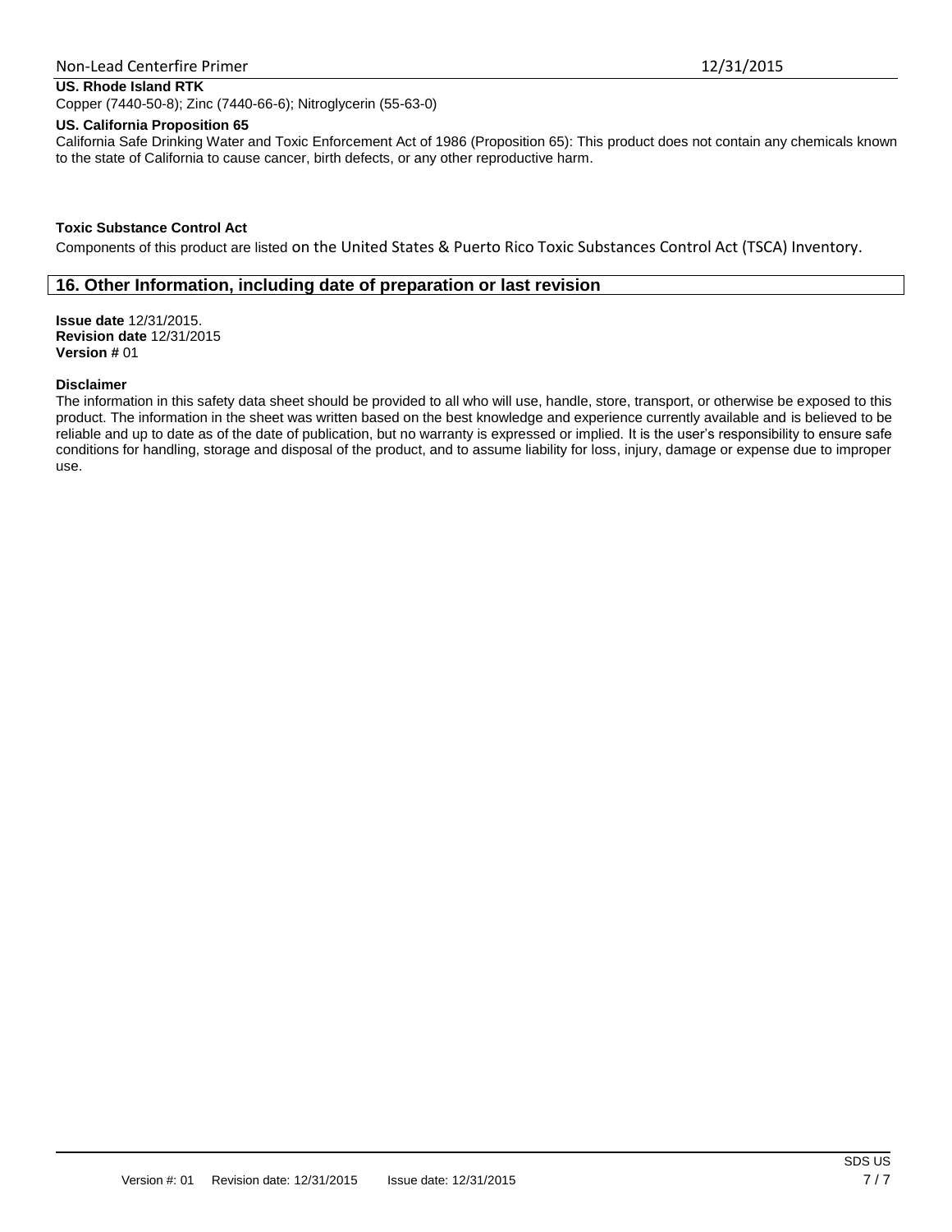**US. Rhode Island RTK**

Copper (7440-50-8); Zinc (7440-66-6); Nitroglycerin (55-63-0)

**US. California Proposition 65**

California Safe Drinking Water and Toxic Enforcement Act of 1986 (Proposition 65): This product does not contain any chemicals known to the state of California to cause cancer, birth defects, or any other reproductive harm.

**Toxic Substance Control Act**

Components of this product are listed on the United States & Puerto Rico Toxic Substances Control Act (TSCA) Inventory.

## 16. Other Information, including date of preparation or last revision

**Issue date** 12/31/2015.
**Revision date** 12/31/2015
**Version #** 01

**Disclaimer**

The information in this safety data sheet should be provided to all who will use, handle, store, transport, or otherwise be exposed to this product. The information in the sheet was written based on the best knowledge and experience currently available and is believed to be reliable and up to date as of the date of publication, but no warranty is expressed or implied. It is the user's responsibility to ensure safe conditions for handling, storage and disposal of the product, and to assume liability for loss, injury, damage or expense due to improper use.